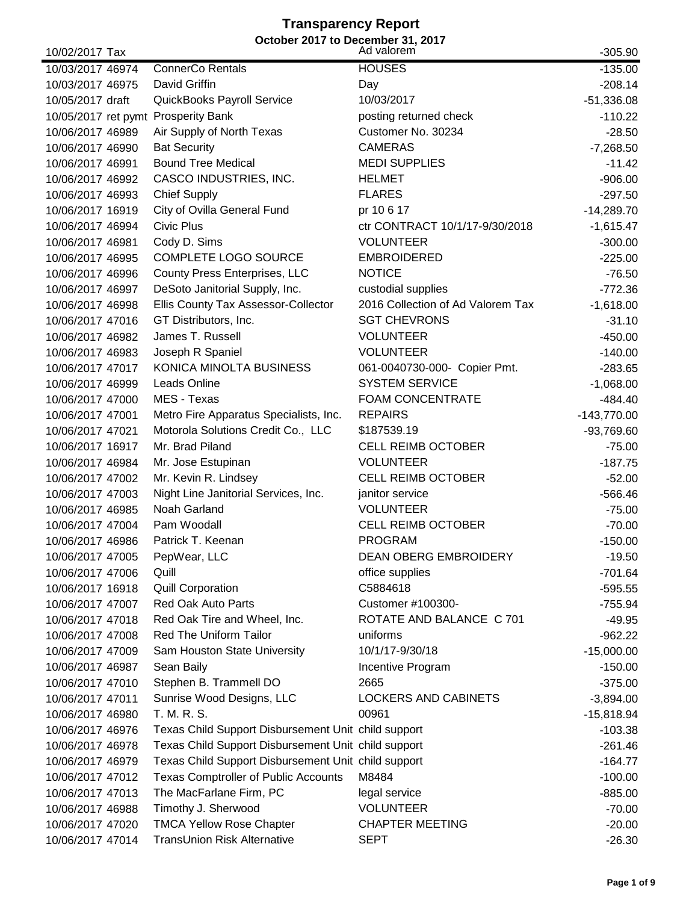# Transparency Report

**October 2017 to December 31, 2017**

| Date | Num | Name | Memo | Amount |
|---|---|---|---|---|
| 10/02/2017 | Tax | | Ad valorem | -305.90 |
| 10/03/2017 | 46974 | ConnerCo Rentals | HOUSES | -135.00 |
| 10/03/2017 | 46975 | David Griffin | Day | -208.14 |
| 10/05/2017 | draft | QuickBooks Payroll Service | 10/03/2017 | -51,336.08 |
| 10/05/2017 | ret pymt | Prosperity Bank | posting returned check | -110.22 |
| 10/06/2017 | 46989 | Air Supply of North Texas | Customer No. 30234 | -28.50 |
| 10/06/2017 | 46990 | Bat Security | CAMERAS | -7,268.50 |
| 10/06/2017 | 46991 | Bound Tree Medical | MEDI SUPPLIES | -11.42 |
| 10/06/2017 | 46992 | CASCO INDUSTRIES, INC. | HELMET | -906.00 |
| 10/06/2017 | 46993 | Chief Supply | FLARES | -297.50 |
| 10/06/2017 | 16919 | City of Ovilla General Fund | pr 10 6 17 | -14,289.70 |
| 10/06/2017 | 46994 | Civic Plus | ctr CONTRACT 10/1/17-9/30/2018 | -1,615.47 |
| 10/06/2017 | 46981 | Cody D. Sims | VOLUNTEER | -300.00 |
| 10/06/2017 | 46995 | COMPLETE LOGO SOURCE | EMBROIDERED | -225.00 |
| 10/06/2017 | 46996 | County Press Enterprises, LLC | NOTICE | -76.50 |
| 10/06/2017 | 46997 | DeSoto Janitorial Supply, Inc. | custodial supplies | -772.36 |
| 10/06/2017 | 46998 | Ellis County Tax Assessor-Collector | 2016 Collection of Ad Valorem Tax | -1,618.00 |
| 10/06/2017 | 47016 | GT Distributors, Inc. | SGT CHEVRONS | -31.10 |
| 10/06/2017 | 46982 | James T. Russell | VOLUNTEER | -450.00 |
| 10/06/2017 | 46983 | Joseph R Spaniel | VOLUNTEER | -140.00 |
| 10/06/2017 | 47017 | KONICA MINOLTA BUSINESS | 061-0040730-000- Copier Pmt. | -283.65 |
| 10/06/2017 | 46999 | Leads Online | SYSTEM SERVICE | -1,068.00 |
| 10/06/2017 | 47000 | MES - Texas | FOAM CONCENTRATE | -484.40 |
| 10/06/2017 | 47001 | Metro Fire Apparatus Specialists, Inc. | REPAIRS | -143,770.00 |
| 10/06/2017 | 47021 | Motorola Solutions Credit Co., LLC | $187539.19 | -93,769.60 |
| 10/06/2017 | 16917 | Mr. Brad Piland | CELL REIMB OCTOBER | -75.00 |
| 10/06/2017 | 46984 | Mr. Jose Estupinan | VOLUNTEER | -187.75 |
| 10/06/2017 | 47002 | Mr. Kevin R. Lindsey | CELL REIMB OCTOBER | -52.00 |
| 10/06/2017 | 47003 | Night Line Janitorial Services, Inc. | janitor service | -566.46 |
| 10/06/2017 | 46985 | Noah Garland | VOLUNTEER | -75.00 |
| 10/06/2017 | 47004 | Pam Woodall | CELL REIMB OCTOBER | -70.00 |
| 10/06/2017 | 46986 | Patrick T. Keenan | PROGRAM | -150.00 |
| 10/06/2017 | 47005 | PepWear, LLC | DEAN OBERG EMBROIDERY | -19.50 |
| 10/06/2017 | 47006 | Quill | office supplies | -701.64 |
| 10/06/2017 | 16918 | Quill Corporation | C5884618 | -595.55 |
| 10/06/2017 | 47007 | Red Oak Auto Parts | Customer #100300- | -755.94 |
| 10/06/2017 | 47018 | Red Oak Tire and Wheel, Inc. | ROTATE AND BALANCE C 701 | -49.95 |
| 10/06/2017 | 47008 | Red The Uniform Tailor | uniforms | -962.22 |
| 10/06/2017 | 47009 | Sam Houston State University | 10/1/17-9/30/18 | -15,000.00 |
| 10/06/2017 | 46987 | Sean Baily | Incentive Program | -150.00 |
| 10/06/2017 | 47010 | Stephen B. Trammell DO | 2665 | -375.00 |
| 10/06/2017 | 47011 | Sunrise Wood Designs, LLC | LOCKERS AND CABINETS | -3,894.00 |
| 10/06/2017 | 46980 | T. M. R. S. | 00961 | -15,818.94 |
| 10/06/2017 | 46976 | Texas Child Support Disbursement Unit | child support | -103.38 |
| 10/06/2017 | 46978 | Texas Child Support Disbursement Unit | child support | -261.46 |
| 10/06/2017 | 46979 | Texas Child Support Disbursement Unit | child support | -164.77 |
| 10/06/2017 | 47012 | Texas Comptroller of Public Accounts | M8484 | -100.00 |
| 10/06/2017 | 47013 | The MacFarlane Firm, PC | legal service | -885.00 |
| 10/06/2017 | 46988 | Timothy J. Sherwood | VOLUNTEER | -70.00 |
| 10/06/2017 | 47020 | TMCA Yellow Rose Chapter | CHAPTER MEETING | -20.00 |
| 10/06/2017 | 47014 | TransUnion Risk Alternative | SEPT | -26.30 |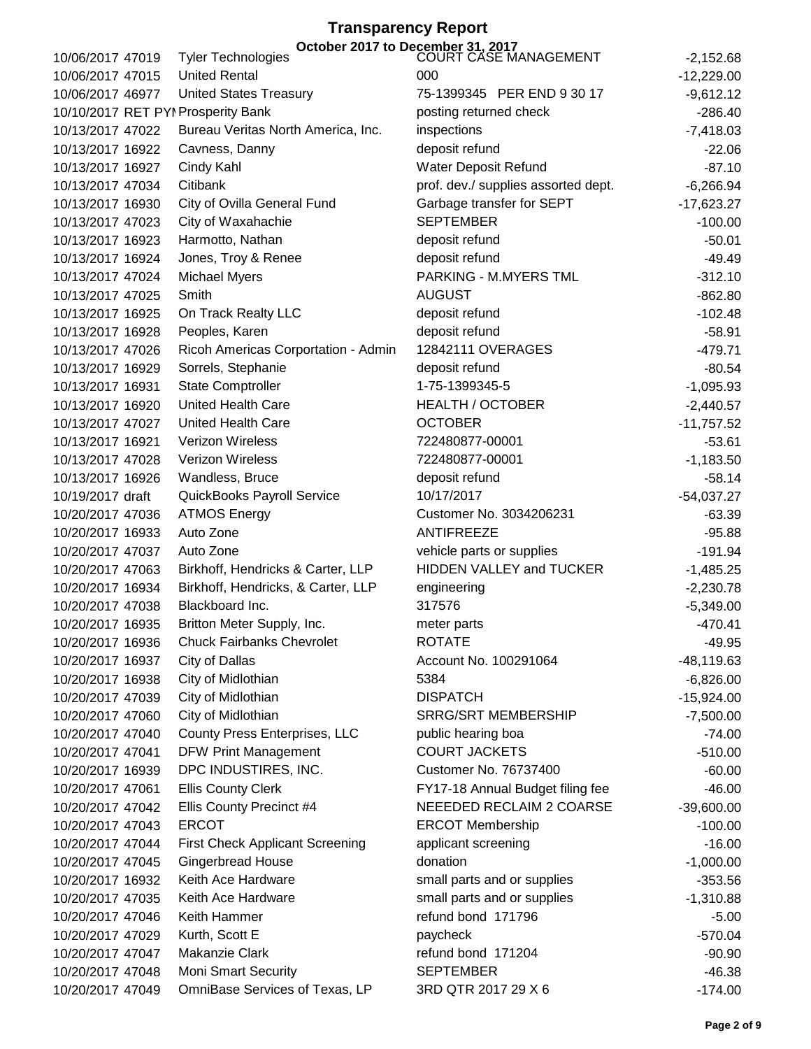# Transparency Report

## October 2017 to December 31, 2017

| Date | Number | Vendor | Description | Amount |
|---|---|---|---|---|
| 10/06/2017 | 47019 | Tyler Technologies | COURT CASE MANAGEMENT | -2,152.68 |
| 10/06/2017 | 47015 | United Rental | 000 | -12,229.00 |
| 10/06/2017 | 46977 | United States Treasury | 75-1399345 PER END 9 30 17 | -9,612.12 |
| 10/10/2017 | RET PYI | Prosperity Bank | posting returned check | -286.40 |
| 10/13/2017 | 47022 | Bureau Veritas North America, Inc. | inspections | -7,418.03 |
| 10/13/2017 | 16922 | Cavness, Danny | deposit refund | -22.06 |
| 10/13/2017 | 16927 | Cindy Kahl | Water Deposit Refund | -87.10 |
| 10/13/2017 | 47034 | Citibank | prof. dev./ supplies assorted dept. | -6,266.94 |
| 10/13/2017 | 16930 | City of Ovilla General Fund | Garbage transfer for SEPT | -17,623.27 |
| 10/13/2017 | 47023 | City of Waxahachie | SEPTEMBER | -100.00 |
| 10/13/2017 | 16923 | Harmotto, Nathan | deposit refund | -50.01 |
| 10/13/2017 | 16924 | Jones, Troy & Renee | deposit refund | -49.49 |
| 10/13/2017 | 47024 | Michael Myers | PARKING - M.MYERS TML | -312.10 |
| 10/13/2017 | 47025 | Smith | AUGUST | -862.80 |
| 10/13/2017 | 16925 | On Track Realty LLC | deposit refund | -102.48 |
| 10/13/2017 | 16928 | Peoples, Karen | deposit refund | -58.91 |
| 10/13/2017 | 47026 | Ricoh Americas Corportation - Admin | 12842111 OVERAGES | -479.71 |
| 10/13/2017 | 16929 | Sorrels, Stephanie | deposit refund | -80.54 |
| 10/13/2017 | 16931 | State Comptroller | 1-75-1399345-5 | -1,095.93 |
| 10/13/2017 | 16920 | United Health Care | HEALTH / OCTOBER | -2,440.57 |
| 10/13/2017 | 47027 | United Health Care | OCTOBER | -11,757.52 |
| 10/13/2017 | 16921 | Verizon Wireless | 722480877-00001 | -53.61 |
| 10/13/2017 | 47028 | Verizon Wireless | 722480877-00001 | -1,183.50 |
| 10/13/2017 | 16926 | Wandless, Bruce | deposit refund | -58.14 |
| 10/19/2017 | draft | QuickBooks Payroll Service | 10/17/2017 | -54,037.27 |
| 10/20/2017 | 47036 | ATMOS Energy | Customer No. 3034206231 | -63.39 |
| 10/20/2017 | 16933 | Auto Zone | ANTIFREEZE | -95.88 |
| 10/20/2017 | 47037 | Auto Zone | vehicle parts or supplies | -191.94 |
| 10/20/2017 | 47063 | Birkhoff, Hendricks & Carter, LLP | HIDDEN VALLEY and TUCKER | -1,485.25 |
| 10/20/2017 | 16934 | Birkhoff, Hendricks, & Carter, LLP | engineering | -2,230.78 |
| 10/20/2017 | 47038 | Blackboard Inc. | 317576 | -5,349.00 |
| 10/20/2017 | 16935 | Britton Meter Supply, Inc. | meter parts | -470.41 |
| 10/20/2017 | 16936 | Chuck Fairbanks Chevrolet | ROTATE | -49.95 |
| 10/20/2017 | 16937 | City of Dallas | Account No. 100291064 | -48,119.63 |
| 10/20/2017 | 16938 | City of Midlothian | 5384 | -6,826.00 |
| 10/20/2017 | 47039 | City of Midlothian | DISPATCH | -15,924.00 |
| 10/20/2017 | 47060 | City of Midlothian | SRRG/SRT MEMBERSHIP | -7,500.00 |
| 10/20/2017 | 47040 | County Press Enterprises, LLC | public hearing boa | -74.00 |
| 10/20/2017 | 47041 | DFW Print Management | COURT JACKETS | -510.00 |
| 10/20/2017 | 16939 | DPC INDUSTIRES, INC. | Customer No. 76737400 | -60.00 |
| 10/20/2017 | 47061 | Ellis County Clerk | FY17-18 Annual Budget filing fee | -46.00 |
| 10/20/2017 | 47042 | Ellis County Precinct #4 | NEEEDED RECLAIM 2 COARSE | -39,600.00 |
| 10/20/2017 | 47043 | ERCOT | ERCOT Membership | -100.00 |
| 10/20/2017 | 47044 | First Check Applicant Screening | applicant screening | -16.00 |
| 10/20/2017 | 47045 | Gingerbread House | donation | -1,000.00 |
| 10/20/2017 | 16932 | Keith Ace Hardware | small parts and or supplies | -353.56 |
| 10/20/2017 | 47035 | Keith Ace Hardware | small parts and or supplies | -1,310.88 |
| 10/20/2017 | 47046 | Keith Hammer | refund bond 171796 | -5.00 |
| 10/20/2017 | 47029 | Kurth, Scott E | paycheck | -570.04 |
| 10/20/2017 | 47047 | Makanzie Clark | refund bond 171204 | -90.90 |
| 10/20/2017 | 47048 | Moni Smart Security | SEPTEMBER | -46.38 |
| 10/20/2017 | 47049 | OmniBase Services of Texas, LP | 3RD QTR 2017 29 X 6 | -174.00 |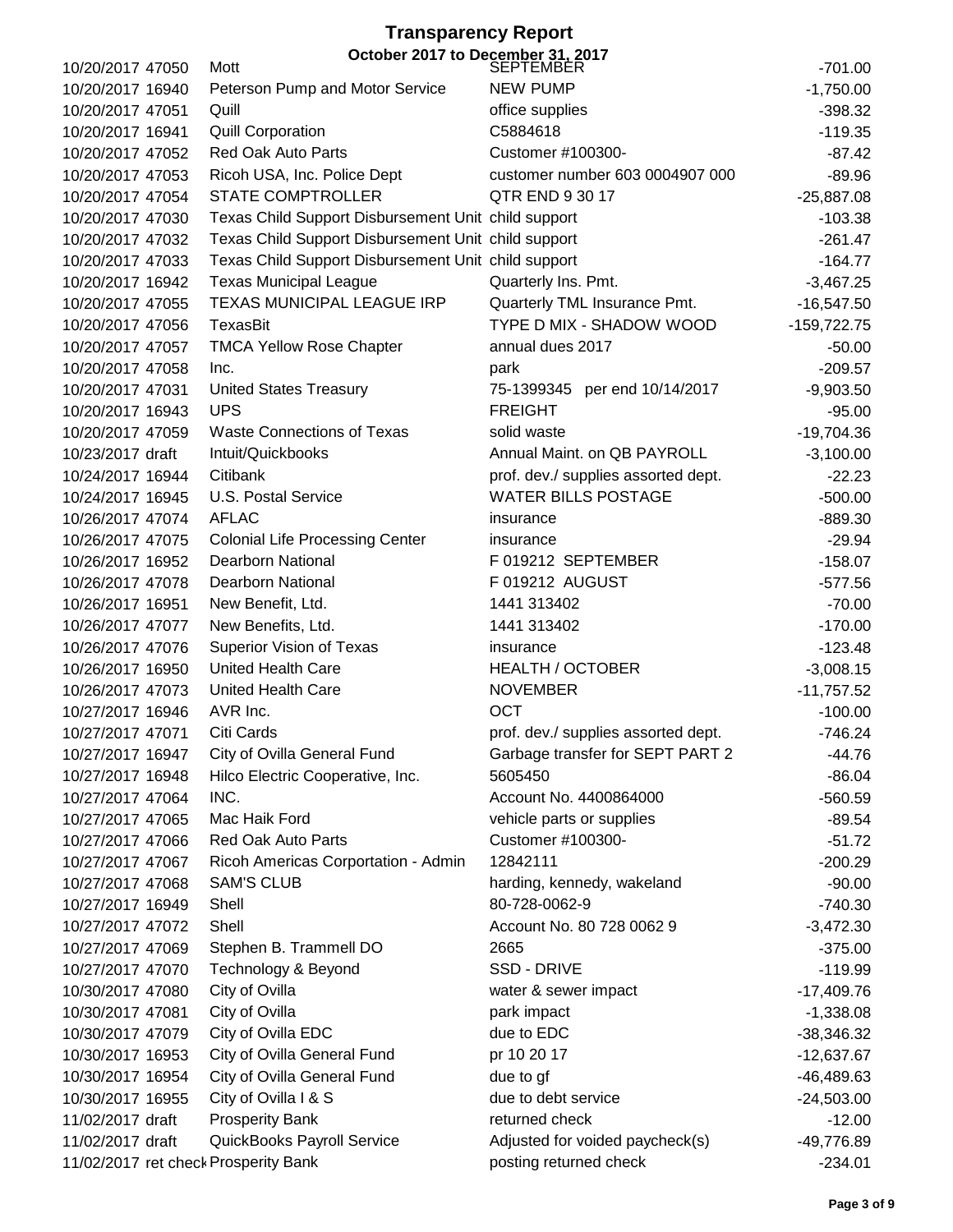# Transparency Report

## October 2017 to December 31, 2017

| Date | Num | Name | Memo | Amount |
|---|---|---|---|---|
| 10/20/2017 | 47050 | Mott | SEPTEMBER | -701.00 |
| 10/20/2017 | 16940 | Peterson Pump and Motor Service | NEW PUMP | -1,750.00 |
| 10/20/2017 | 47051 | Quill | office supplies | -398.32 |
| 10/20/2017 | 16941 | Quill Corporation | C5884618 | -119.35 |
| 10/20/2017 | 47052 | Red Oak Auto Parts | Customer #100300- | -87.42 |
| 10/20/2017 | 47053 | Ricoh USA, Inc. Police Dept | customer number 603 0004907 000 | -89.96 |
| 10/20/2017 | 47054 | STATE COMPTROLLER | QTR END 9 30 17 | -25,887.08 |
| 10/20/2017 | 47030 | Texas Child Support Disbursement Unit | child support | -103.38 |
| 10/20/2017 | 47032 | Texas Child Support Disbursement Unit | child support | -261.47 |
| 10/20/2017 | 47033 | Texas Child Support Disbursement Unit | child support | -164.77 |
| 10/20/2017 | 16942 | Texas Municipal League | Quarterly Ins. Pmt. | -3,467.25 |
| 10/20/2017 | 47055 | TEXAS MUNICIPAL LEAGUE IRP | Quarterly TML Insurance Pmt. | -16,547.50 |
| 10/20/2017 | 47056 | TexasBit | TYPE D MIX - SHADOW WOOD | -159,722.75 |
| 10/20/2017 | 47057 | TMCA Yellow Rose Chapter | annual dues 2017 | -50.00 |
| 10/20/2017 | 47058 | Inc. | park | -209.57 |
| 10/20/2017 | 47031 | United States Treasury | 75-1399345 per end 10/14/2017 | -9,903.50 |
| 10/20/2017 | 16943 | UPS | FREIGHT | -95.00 |
| 10/20/2017 | 47059 | Waste Connections of Texas | solid waste | -19,704.36 |
| 10/23/2017 | draft | Intuit/Quickbooks | Annual Maint. on QB PAYROLL | -3,100.00 |
| 10/24/2017 | 16944 | Citibank | prof. dev./ supplies assorted dept. | -22.23 |
| 10/24/2017 | 16945 | U.S. Postal Service | WATER BILLS POSTAGE | -500.00 |
| 10/26/2017 | 47074 | AFLAC | insurance | -889.30 |
| 10/26/2017 | 47075 | Colonial Life Processing Center | insurance | -29.94 |
| 10/26/2017 | 16952 | Dearborn National | F 019212 SEPTEMBER | -158.07 |
| 10/26/2017 | 47078 | Dearborn National | F 019212 AUGUST | -577.56 |
| 10/26/2017 | 16951 | New Benefit, Ltd. | 1441 313402 | -70.00 |
| 10/26/2017 | 47077 | New Benefits, Ltd. | 1441 313402 | -170.00 |
| 10/26/2017 | 47076 | Superior Vision of Texas | insurance | -123.48 |
| 10/26/2017 | 16950 | United Health Care | HEALTH / OCTOBER | -3,008.15 |
| 10/26/2017 | 47073 | United Health Care | NOVEMBER | -11,757.52 |
| 10/27/2017 | 16946 | AVR Inc. | OCT | -100.00 |
| 10/27/2017 | 47071 | Citi Cards | prof. dev./ supplies assorted dept. | -746.24 |
| 10/27/2017 | 16947 | City of Ovilla General Fund | Garbage transfer for SEPT PART 2 | -44.76 |
| 10/27/2017 | 16948 | Hilco Electric Cooperative, Inc. | 5605450 | -86.04 |
| 10/27/2017 | 47064 | INC. | Account No. 4400864000 | -560.59 |
| 10/27/2017 | 47065 | Mac Haik Ford | vehicle parts or supplies | -89.54 |
| 10/27/2017 | 47066 | Red Oak Auto Parts | Customer #100300- | -51.72 |
| 10/27/2017 | 47067 | Ricoh Americas Corportation - Admin | 12842111 | -200.29 |
| 10/27/2017 | 47068 | SAM'S CLUB | harding, kennedy, wakeland | -90.00 |
| 10/27/2017 | 16949 | Shell | 80-728-0062-9 | -740.30 |
| 10/27/2017 | 47072 | Shell | Account No. 80 728 0062 9 | -3,472.30 |
| 10/27/2017 | 47069 | Stephen B. Trammell DO | 2665 | -375.00 |
| 10/27/2017 | 47070 | Technology & Beyond | SSD - DRIVE | -119.99 |
| 10/30/2017 | 47080 | City of Ovilla | water & sewer impact | -17,409.76 |
| 10/30/2017 | 47081 | City of Ovilla | park impact | -1,338.08 |
| 10/30/2017 | 47079 | City of Ovilla EDC | due to EDC | -38,346.32 |
| 10/30/2017 | 16953 | City of Ovilla General Fund | pr 10 20 17 | -12,637.67 |
| 10/30/2017 | 16954 | City of Ovilla General Fund | due to gf | -46,489.63 |
| 10/30/2017 | 16955 | City of Ovilla I & S | due to debt service | -24,503.00 |
| 11/02/2017 | draft | Prosperity Bank | returned check | -12.00 |
| 11/02/2017 | draft | QuickBooks Payroll Service | Adjusted for voided paycheck(s) | -49,776.89 |
| 11/02/2017 | ret check | Prosperity Bank | posting returned check | -234.01 |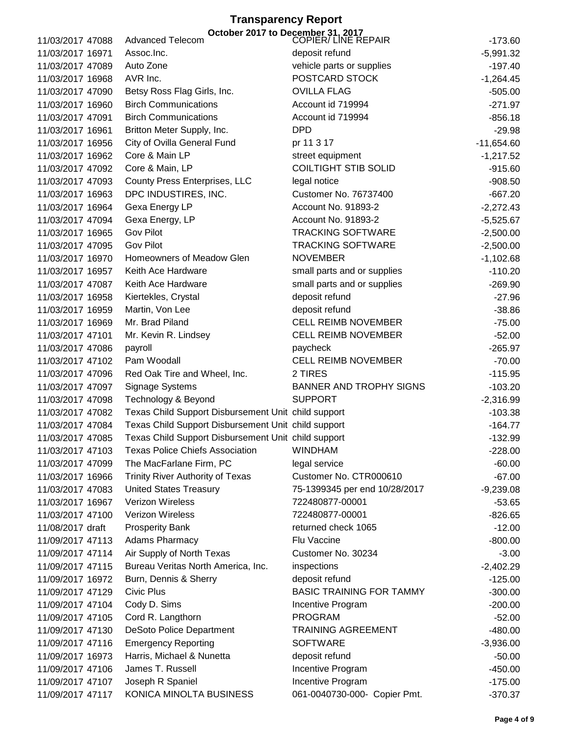# Transparency Report

## October 2017 to December 31, 2017

| Date | Check | Vendor | Description | Amount |
|---|---|---|---|---|
| 11/03/2017 | 47088 | Advanced Telecom | COPIER/ LINE REPAIR | -173.60 |
| 11/03/2017 | 16971 | Assoc.Inc. | deposit refund | -5,991.32 |
| 11/03/2017 | 47089 | Auto Zone | vehicle parts or supplies | -197.40 |
| 11/03/2017 | 16968 | AVR Inc. | POSTCARD STOCK | -1,264.45 |
| 11/03/2017 | 47090 | Betsy Ross Flag Girls, Inc. | OVILLA FLAG | -505.00 |
| 11/03/2017 | 16960 | Birch Communications | Account id 719994 | -271.97 |
| 11/03/2017 | 47091 | Birch Communications | Account id 719994 | -856.18 |
| 11/03/2017 | 16961 | Britton Meter Supply, Inc. | DPD | -29.98 |
| 11/03/2017 | 16956 | City of Ovilla General Fund | pr 11 3 17 | -11,654.60 |
| 11/03/2017 | 16962 | Core & Main LP | street equipment | -1,217.52 |
| 11/03/2017 | 47092 | Core & Main, LP | COILTIGHT STIB SOLID | -915.60 |
| 11/03/2017 | 47093 | County Press Enterprises, LLC | legal notice | -908.50 |
| 11/03/2017 | 16963 | DPC INDUSTIRES, INC. | Customer No. 76737400 | -667.20 |
| 11/03/2017 | 16964 | Gexa Energy LP | Account No. 91893-2 | -2,272.43 |
| 11/03/2017 | 47094 | Gexa Energy, LP | Account No. 91893-2 | -5,525.67 |
| 11/03/2017 | 16965 | Gov Pilot | TRACKING SOFTWARE | -2,500.00 |
| 11/03/2017 | 47095 | Gov Pilot | TRACKING SOFTWARE | -2,500.00 |
| 11/03/2017 | 16970 | Homeowners of Meadow Glen | NOVEMBER | -1,102.68 |
| 11/03/2017 | 16957 | Keith Ace Hardware | small parts and or supplies | -110.20 |
| 11/03/2017 | 47087 | Keith Ace Hardware | small parts and or supplies | -269.90 |
| 11/03/2017 | 16958 | Kiertekles, Crystal | deposit refund | -27.96 |
| 11/03/2017 | 16959 | Martin, Von Lee | deposit refund | -38.86 |
| 11/03/2017 | 16969 | Mr. Brad Piland | CELL REIMB NOVEMBER | -75.00 |
| 11/03/2017 | 47101 | Mr. Kevin R. Lindsey | CELL REIMB NOVEMBER | -52.00 |
| 11/03/2017 | 47086 | payroll | paycheck | -265.97 |
| 11/03/2017 | 47102 | Pam Woodall | CELL REIMB NOVEMBER | -70.00 |
| 11/03/2017 | 47096 | Red Oak Tire and Wheel, Inc. | 2 TIRES | -115.95 |
| 11/03/2017 | 47097 | Signage Systems | BANNER AND TROPHY SIGNS | -103.20 |
| 11/03/2017 | 47098 | Technology & Beyond | SUPPORT | -2,316.99 |
| 11/03/2017 | 47082 | Texas Child Support Disbursement Unit | child support | -103.38 |
| 11/03/2017 | 47084 | Texas Child Support Disbursement Unit | child support | -164.77 |
| 11/03/2017 | 47085 | Texas Child Support Disbursement Unit | child support | -132.99 |
| 11/03/2017 | 47103 | Texas Police Chiefs Association | WINDHAM | -228.00 |
| 11/03/2017 | 47099 | The MacFarlane Firm, PC | legal service | -60.00 |
| 11/03/2017 | 16966 | Trinity River Authority of Texas | Customer No. CTR000610 | -67.00 |
| 11/03/2017 | 47083 | United States Treasury | 75-1399345 per end 10/28/2017 | -9,239.08 |
| 11/03/2017 | 16967 | Verizon Wireless | 722480877-00001 | -53.65 |
| 11/03/2017 | 47100 | Verizon Wireless | 722480877-00001 | -826.65 |
| 11/08/2017 | draft | Prosperity Bank | returned check 1065 | -12.00 |
| 11/09/2017 | 47113 | Adams Pharmacy | Flu Vaccine | -800.00 |
| 11/09/2017 | 47114 | Air Supply of North Texas | Customer No. 30234 | -3.00 |
| 11/09/2017 | 47115 | Bureau Veritas North America, Inc. | inspections | -2,402.29 |
| 11/09/2017 | 16972 | Burn, Dennis & Sherry | deposit refund | -125.00 |
| 11/09/2017 | 47129 | Civic Plus | BASIC TRAINING FOR TAMMY | -300.00 |
| 11/09/2017 | 47104 | Cody D. Sims | Incentive Program | -200.00 |
| 11/09/2017 | 47105 | Cord R. Langthorn | PROGRAM | -52.00 |
| 11/09/2017 | 47130 | DeSoto Police Department | TRAINING AGREEMENT | -480.00 |
| 11/09/2017 | 47116 | Emergency Reporting | SOFTWARE | -3,936.00 |
| 11/09/2017 | 16973 | Harris, Michael & Nunetta | deposit refund | -50.00 |
| 11/09/2017 | 47106 | James T. Russell | Incentive Program | -450.00 |
| 11/09/2017 | 47107 | Joseph R Spaniel | Incentive Program | -175.00 |
| 11/09/2017 | 47117 | KONICA MINOLTA BUSINESS | 061-0040730-000- Copier Pmt. | -370.37 |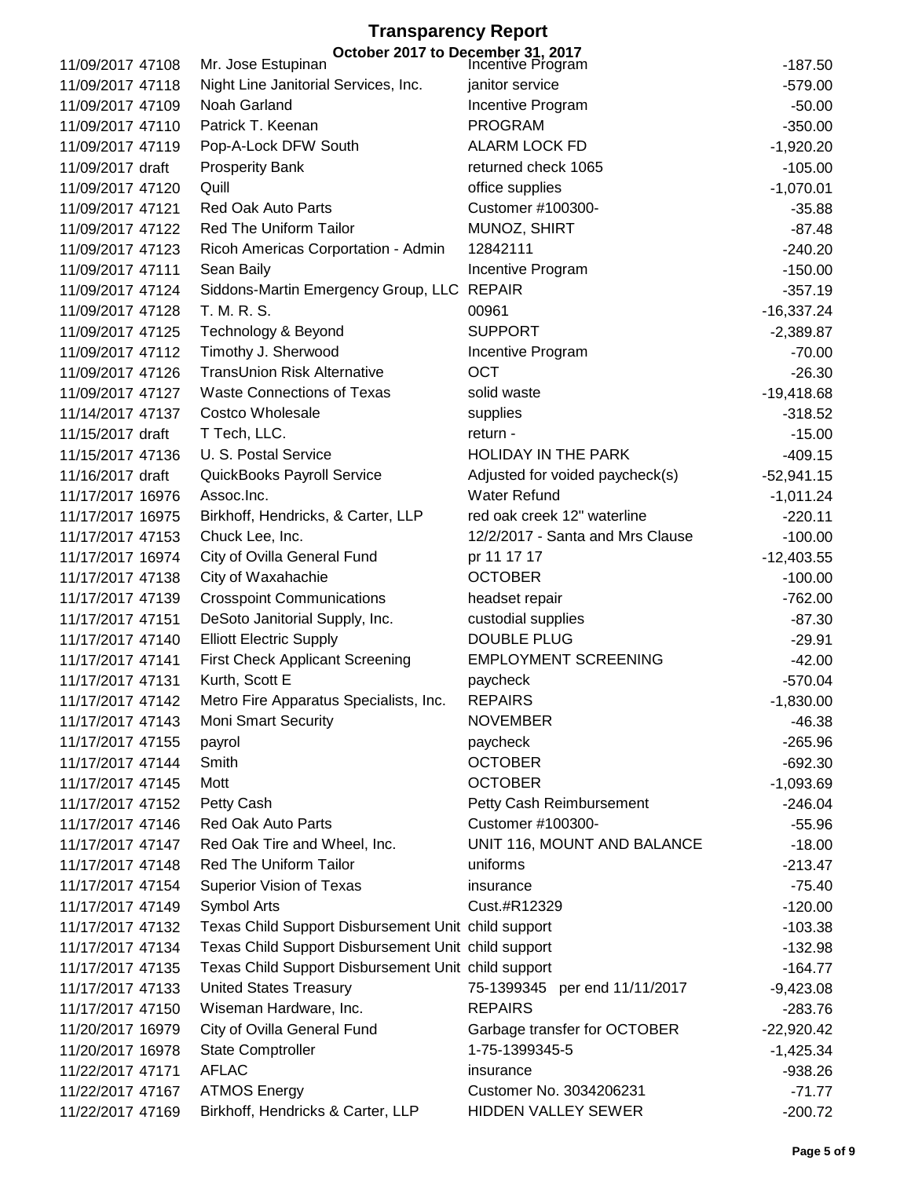# Transparency Report

**October 2017 to December 31, 2017**

| Date | Num | Name | Memo | Amount |
|---|---|---|---|---|
| 11/09/2017 | 47108 | Mr. Jose Estupinan | Incentive Program | -187.50 |
| 11/09/2017 | 47118 | Night Line Janitorial Services, Inc. | janitor service | -579.00 |
| 11/09/2017 | 47109 | Noah Garland | Incentive Program | -50.00 |
| 11/09/2017 | 47110 | Patrick T. Keenan | PROGRAM | -350.00 |
| 11/09/2017 | 47119 | Pop-A-Lock DFW South | ALARM LOCK FD | -1,920.20 |
| 11/09/2017 | draft | Prosperity Bank | returned check 1065 | -105.00 |
| 11/09/2017 | 47120 | Quill | office supplies | -1,070.01 |
| 11/09/2017 | 47121 | Red Oak Auto Parts | Customer #100300- | -35.88 |
| 11/09/2017 | 47122 | Red The Uniform Tailor | MUNOZ, SHIRT | -87.48 |
| 11/09/2017 | 47123 | Ricoh Americas Corportation - Admin | 12842111 | -240.20 |
| 11/09/2017 | 47111 | Sean Baily | Incentive Program | -150.00 |
| 11/09/2017 | 47124 | Siddons-Martin Emergency Group, LLC | REPAIR | -357.19 |
| 11/09/2017 | 47128 | T. M. R. S. | 00961 | -16,337.24 |
| 11/09/2017 | 47125 | Technology & Beyond | SUPPORT | -2,389.87 |
| 11/09/2017 | 47112 | Timothy J. Sherwood | Incentive Program | -70.00 |
| 11/09/2017 | 47126 | TransUnion Risk Alternative | OCT | -26.30 |
| 11/09/2017 | 47127 | Waste Connections of Texas | solid waste | -19,418.68 |
| 11/14/2017 | 47137 | Costco Wholesale | supplies | -318.52 |
| 11/15/2017 | draft | T Tech, LLC. | return - | -15.00 |
| 11/15/2017 | 47136 | U. S. Postal Service | HOLIDAY IN THE PARK | -409.15 |
| 11/16/2017 | draft | QuickBooks Payroll Service | Adjusted for voided paycheck(s) | -52,941.15 |
| 11/17/2017 | 16976 | Assoc.Inc. | Water Refund | -1,011.24 |
| 11/17/2017 | 16975 | Birkhoff, Hendricks, & Carter, LLP | red oak creek 12" waterline | -220.11 |
| 11/17/2017 | 47153 | Chuck Lee, Inc. | 12/2/2017 - Santa and Mrs Clause | -100.00 |
| 11/17/2017 | 16974 | City of Ovilla General Fund | pr 11 17 17 | -12,403.55 |
| 11/17/2017 | 47138 | City of Waxahachie | OCTOBER | -100.00 |
| 11/17/2017 | 47139 | Crosspoint Communications | headset repair | -762.00 |
| 11/17/2017 | 47151 | DeSoto Janitorial Supply, Inc. | custodial supplies | -87.30 |
| 11/17/2017 | 47140 | Elliott Electric Supply | DOUBLE PLUG | -29.91 |
| 11/17/2017 | 47141 | First Check Applicant Screening | EMPLOYMENT SCREENING | -42.00 |
| 11/17/2017 | 47131 | Kurth, Scott E | paycheck | -570.04 |
| 11/17/2017 | 47142 | Metro Fire Apparatus Specialists, Inc. | REPAIRS | -1,830.00 |
| 11/17/2017 | 47143 | Moni Smart Security | NOVEMBER | -46.38 |
| 11/17/2017 | 47155 | payrol | paycheck | -265.96 |
| 11/17/2017 | 47144 | Smith | OCTOBER | -692.30 |
| 11/17/2017 | 47145 | Mott | OCTOBER | -1,093.69 |
| 11/17/2017 | 47152 | Petty Cash | Petty Cash Reimbursement | -246.04 |
| 11/17/2017 | 47146 | Red Oak Auto Parts | Customer #100300- | -55.96 |
| 11/17/2017 | 47147 | Red Oak Tire and Wheel, Inc. | UNIT 116, MOUNT AND BALANCE | -18.00 |
| 11/17/2017 | 47148 | Red The Uniform Tailor | uniforms | -213.47 |
| 11/17/2017 | 47154 | Superior Vision of Texas | insurance | -75.40 |
| 11/17/2017 | 47149 | Symbol Arts | Cust.#R12329 | -120.00 |
| 11/17/2017 | 47132 | Texas Child Support Disbursement Unit | child support | -103.38 |
| 11/17/2017 | 47134 | Texas Child Support Disbursement Unit | child support | -132.98 |
| 11/17/2017 | 47135 | Texas Child Support Disbursement Unit | child support | -164.77 |
| 11/17/2017 | 47133 | United States Treasury | 75-1399345 per end 11/11/2017 | -9,423.08 |
| 11/17/2017 | 47150 | Wiseman Hardware, Inc. | REPAIRS | -283.76 |
| 11/20/2017 | 16979 | City of Ovilla General Fund | Garbage transfer for OCTOBER | -22,920.42 |
| 11/20/2017 | 16978 | State Comptroller | 1-75-1399345-5 | -1,425.34 |
| 11/22/2017 | 47171 | AFLAC | insurance | -938.26 |
| 11/22/2017 | 47167 | ATMOS Energy | Customer No. 3034206231 | -71.77 |
| 11/22/2017 | 47169 | Birkhoff, Hendricks & Carter, LLP | HIDDEN VALLEY SEWER | -200.72 |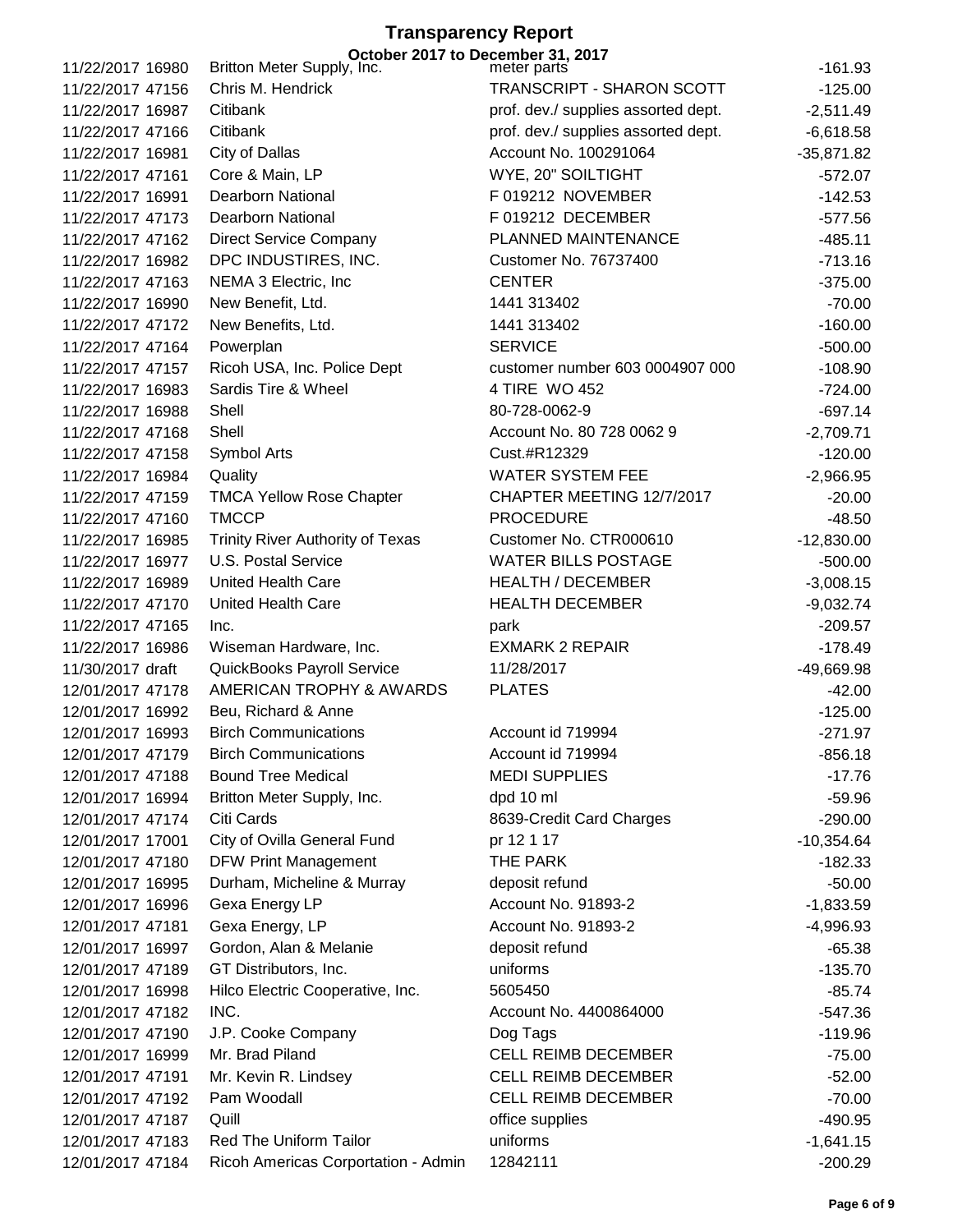# Transparency Report

**October 2017 to December 31, 2017**

| Date | Num | Name | Memo | Amount |
|---|---|---|---|---|
| 11/22/2017 | 16980 | Britton Meter Supply, Inc. | meter parts | -161.93 |
| 11/22/2017 | 47156 | Chris M. Hendrick | TRANSCRIPT - SHARON SCOTT | -125.00 |
| 11/22/2017 | 16987 | Citibank | prof. dev./ supplies assorted dept. | -2,511.49 |
| 11/22/2017 | 47166 | Citibank | prof. dev./ supplies assorted dept. | -6,618.58 |
| 11/22/2017 | 16981 | City of Dallas | Account No. 100291064 | -35,871.82 |
| 11/22/2017 | 47161 | Core & Main, LP | WYE, 20" SOILTIGHT | -572.07 |
| 11/22/2017 | 16991 | Dearborn National | F 019212 NOVEMBER | -142.53 |
| 11/22/2017 | 47173 | Dearborn National | F 019212 DECEMBER | -577.56 |
| 11/22/2017 | 47162 | Direct Service Company | PLANNED MAINTENANCE | -485.11 |
| 11/22/2017 | 16982 | DPC INDUSTIRES, INC. | Customer No. 76737400 | -713.16 |
| 11/22/2017 | 47163 | NEMA 3 Electric, Inc | CENTER | -375.00 |
| 11/22/2017 | 16990 | New Benefit, Ltd. | 1441 313402 | -70.00 |
| 11/22/2017 | 47172 | New Benefits, Ltd. | 1441 313402 | -160.00 |
| 11/22/2017 | 47164 | Powerplan | SERVICE | -500.00 |
| 11/22/2017 | 47157 | Ricoh USA, Inc. Police Dept | customer number 603 0004907 000 | -108.90 |
| 11/22/2017 | 16983 | Sardis Tire & Wheel | 4 TIRE WO 452 | -724.00 |
| 11/22/2017 | 16988 | Shell | 80-728-0062-9 | -697.14 |
| 11/22/2017 | 47168 | Shell | Account No. 80 728 0062 9 | -2,709.71 |
| 11/22/2017 | 47158 | Symbol Arts | Cust.#R12329 | -120.00 |
| 11/22/2017 | 16984 | Quality | WATER SYSTEM FEE | -2,966.95 |
| 11/22/2017 | 47159 | TMCA Yellow Rose Chapter | CHAPTER MEETING 12/7/2017 | -20.00 |
| 11/22/2017 | 47160 | TMCCP | PROCEDURE | -48.50 |
| 11/22/2017 | 16985 | Trinity River Authority of Texas | Customer No. CTR000610 | -12,830.00 |
| 11/22/2017 | 16977 | U.S. Postal Service | WATER BILLS POSTAGE | -500.00 |
| 11/22/2017 | 16989 | United Health Care | HEALTH / DECEMBER | -3,008.15 |
| 11/22/2017 | 47170 | United Health Care | HEALTH DECEMBER | -9,032.74 |
| 11/22/2017 | 47165 | Inc. | park | -209.57 |
| 11/22/2017 | 16986 | Wiseman Hardware, Inc. | EXMARK 2 REPAIR | -178.49 |
| 11/30/2017 | draft | QuickBooks Payroll Service | 11/28/2017 | -49,669.98 |
| 12/01/2017 | 47178 | AMERICAN TROPHY & AWARDS | PLATES | -42.00 |
| 12/01/2017 | 16992 | Beu, Richard & Anne | | -125.00 |
| 12/01/2017 | 16993 | Birch Communications | Account id 719994 | -271.97 |
| 12/01/2017 | 47179 | Birch Communications | Account id 719994 | -856.18 |
| 12/01/2017 | 47188 | Bound Tree Medical | MEDI SUPPLIES | -17.76 |
| 12/01/2017 | 16994 | Britton Meter Supply, Inc. | dpd 10 ml | -59.96 |
| 12/01/2017 | 47174 | Citi Cards | 8639-Credit Card Charges | -290.00 |
| 12/01/2017 | 17001 | City of Ovilla General Fund | pr 12 1 17 | -10,354.64 |
| 12/01/2017 | 47180 | DFW Print Management | THE PARK | -182.33 |
| 12/01/2017 | 16995 | Durham, Micheline & Murray | deposit refund | -50.00 |
| 12/01/2017 | 16996 | Gexa Energy LP | Account No. 91893-2 | -1,833.59 |
| 12/01/2017 | 47181 | Gexa Energy, LP | Account No. 91893-2 | -4,996.93 |
| 12/01/2017 | 16997 | Gordon, Alan & Melanie | deposit refund | -65.38 |
| 12/01/2017 | 47189 | GT Distributors, Inc. | uniforms | -135.70 |
| 12/01/2017 | 16998 | Hilco Electric Cooperative, Inc. | 5605450 | -85.74 |
| 12/01/2017 | 47182 | INC. | Account No. 4400864000 | -547.36 |
| 12/01/2017 | 47190 | J.P. Cooke Company | Dog Tags | -119.96 |
| 12/01/2017 | 16999 | Mr. Brad Piland | CELL REIMB DECEMBER | -75.00 |
| 12/01/2017 | 47191 | Mr. Kevin R. Lindsey | CELL REIMB DECEMBER | -52.00 |
| 12/01/2017 | 47192 | Pam Woodall | CELL REIMB DECEMBER | -70.00 |
| 12/01/2017 | 47187 | Quill | office supplies | -490.95 |
| 12/01/2017 | 47183 | Red The Uniform Tailor | uniforms | -1,641.15 |
| 12/01/2017 | 47184 | Ricoh Americas Corportation - Admin | 12842111 | -200.29 |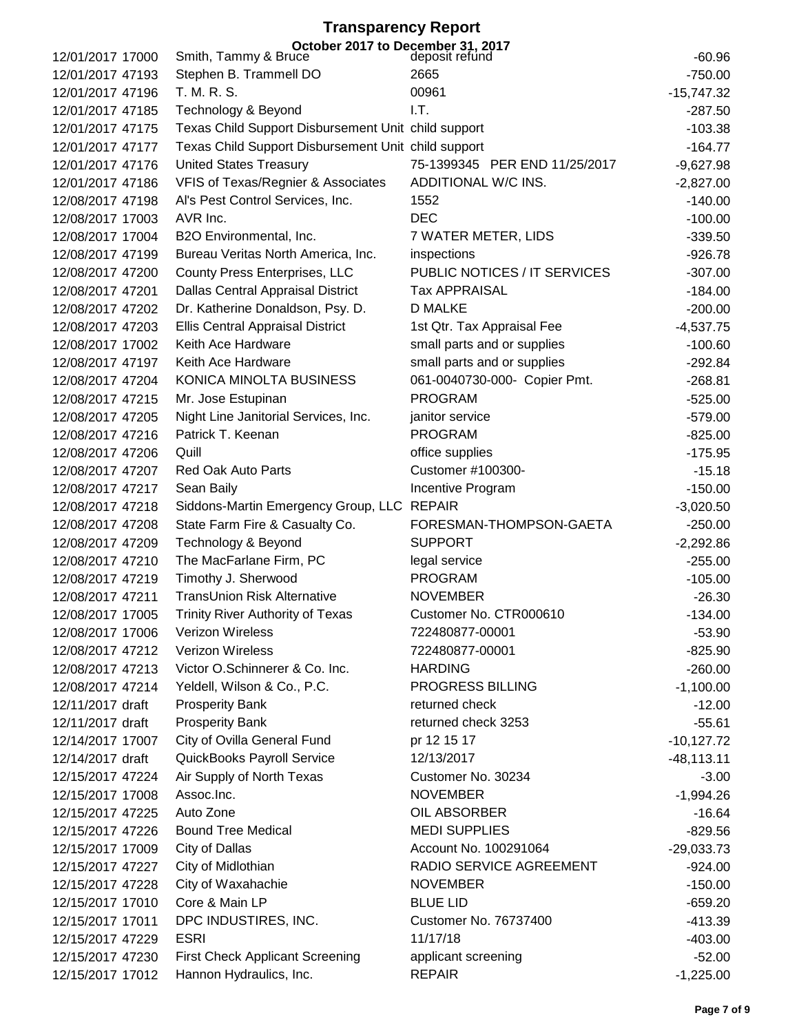# Transparency Report

**October 2017 to December 31, 2017**

| Date | Check # | Payee | Description | Amount |
|---|---|---|---|---|
| 12/01/2017 | 17000 | Smith, Tammy & Bruce | deposit refund | -60.96 |
| 12/01/2017 | 47193 | Stephen B. Trammell DO | 2665 | -750.00 |
| 12/01/2017 | 47196 | T. M. R. S. | 00961 | -15,747.32 |
| 12/01/2017 | 47185 | Technology & Beyond | I.T. | -287.50 |
| 12/01/2017 | 47175 | Texas Child Support Disbursement Unit | child support | -103.38 |
| 12/01/2017 | 47177 | Texas Child Support Disbursement Unit | child support | -164.77 |
| 12/01/2017 | 47176 | United States Treasury | 75-1399345 PER END 11/25/2017 | -9,627.98 |
| 12/01/2017 | 47186 | VFIS of Texas/Regnier & Associates | ADDITIONAL W/C INS. | -2,827.00 |
| 12/08/2017 | 47198 | Al's Pest Control Services, Inc. | 1552 | -140.00 |
| 12/08/2017 | 17003 | AVR Inc. | DEC | -100.00 |
| 12/08/2017 | 17004 | B2O Environmental, Inc. | 7 WATER METER, LIDS | -339.50 |
| 12/08/2017 | 47199 | Bureau Veritas North America, Inc. | inspections | -926.78 |
| 12/08/2017 | 47200 | County Press Enterprises, LLC | PUBLIC NOTICES / IT SERVICES | -307.00 |
| 12/08/2017 | 47201 | Dallas Central Appraisal District | Tax APPRAISAL | -184.00 |
| 12/08/2017 | 47202 | Dr. Katherine Donaldson, Psy. D. | D MALKE | -200.00 |
| 12/08/2017 | 47203 | Ellis Central Appraisal District | 1st Qtr. Tax Appraisal Fee | -4,537.75 |
| 12/08/2017 | 17002 | Keith Ace Hardware | small parts and or supplies | -100.60 |
| 12/08/2017 | 47197 | Keith Ace Hardware | small parts and or supplies | -292.84 |
| 12/08/2017 | 47204 | KONICA MINOLTA BUSINESS | 061-0040730-000- Copier Pmt. | -268.81 |
| 12/08/2017 | 47215 | Mr. Jose Estupinan | PROGRAM | -525.00 |
| 12/08/2017 | 47205 | Night Line Janitorial Services, Inc. | janitor service | -579.00 |
| 12/08/2017 | 47216 | Patrick T. Keenan | PROGRAM | -825.00 |
| 12/08/2017 | 47206 | Quill | office supplies | -175.95 |
| 12/08/2017 | 47207 | Red Oak Auto Parts | Customer #100300- | -15.18 |
| 12/08/2017 | 47217 | Sean Baily | Incentive Program | -150.00 |
| 12/08/2017 | 47218 | Siddons-Martin Emergency Group, LLC | REPAIR | -3,020.50 |
| 12/08/2017 | 47208 | State Farm Fire & Casualty Co. | FORESMAN-THOMPSON-GAETA | -250.00 |
| 12/08/2017 | 47209 | Technology & Beyond | SUPPORT | -2,292.86 |
| 12/08/2017 | 47210 | The MacFarlane Firm, PC | legal service | -255.00 |
| 12/08/2017 | 47219 | Timothy J. Sherwood | PROGRAM | -105.00 |
| 12/08/2017 | 47211 | TransUnion Risk Alternative | NOVEMBER | -26.30 |
| 12/08/2017 | 17005 | Trinity River Authority of Texas | Customer No. CTR000610 | -134.00 |
| 12/08/2017 | 17006 | Verizon Wireless | 722480877-00001 | -53.90 |
| 12/08/2017 | 47212 | Verizon Wireless | 722480877-00001 | -825.90 |
| 12/08/2017 | 47213 | Victor O.Schinnerer & Co. Inc. | HARDING | -260.00 |
| 12/08/2017 | 47214 | Yeldell, Wilson & Co., P.C. | PROGRESS BILLING | -1,100.00 |
| 12/11/2017 | draft | Prosperity Bank | returned check | -12.00 |
| 12/11/2017 | draft | Prosperity Bank | returned check 3253 | -55.61 |
| 12/14/2017 | 17007 | City of Ovilla General Fund | pr 12 15 17 | -10,127.72 |
| 12/14/2017 | draft | QuickBooks Payroll Service | 12/13/2017 | -48,113.11 |
| 12/15/2017 | 47224 | Air Supply of North Texas | Customer No. 30234 | -3.00 |
| 12/15/2017 | 17008 | Assoc.Inc. | NOVEMBER | -1,994.26 |
| 12/15/2017 | 47225 | Auto Zone | OIL ABSORBER | -16.64 |
| 12/15/2017 | 47226 | Bound Tree Medical | MEDI SUPPLIES | -829.56 |
| 12/15/2017 | 17009 | City of Dallas | Account No. 100291064 | -29,033.73 |
| 12/15/2017 | 47227 | City of Midlothian | RADIO SERVICE AGREEMENT | -924.00 |
| 12/15/2017 | 47228 | City of Waxahachie | NOVEMBER | -150.00 |
| 12/15/2017 | 17010 | Core & Main LP | BLUE LID | -659.20 |
| 12/15/2017 | 17011 | DPC INDUSTIRES, INC. | Customer No. 76737400 | -413.39 |
| 12/15/2017 | 47229 | ESRI | 11/17/18 | -403.00 |
| 12/15/2017 | 47230 | First Check Applicant Screening | applicant screening | -52.00 |
| 12/15/2017 | 17012 | Hannon Hydraulics, Inc. | REPAIR | -1,225.00 |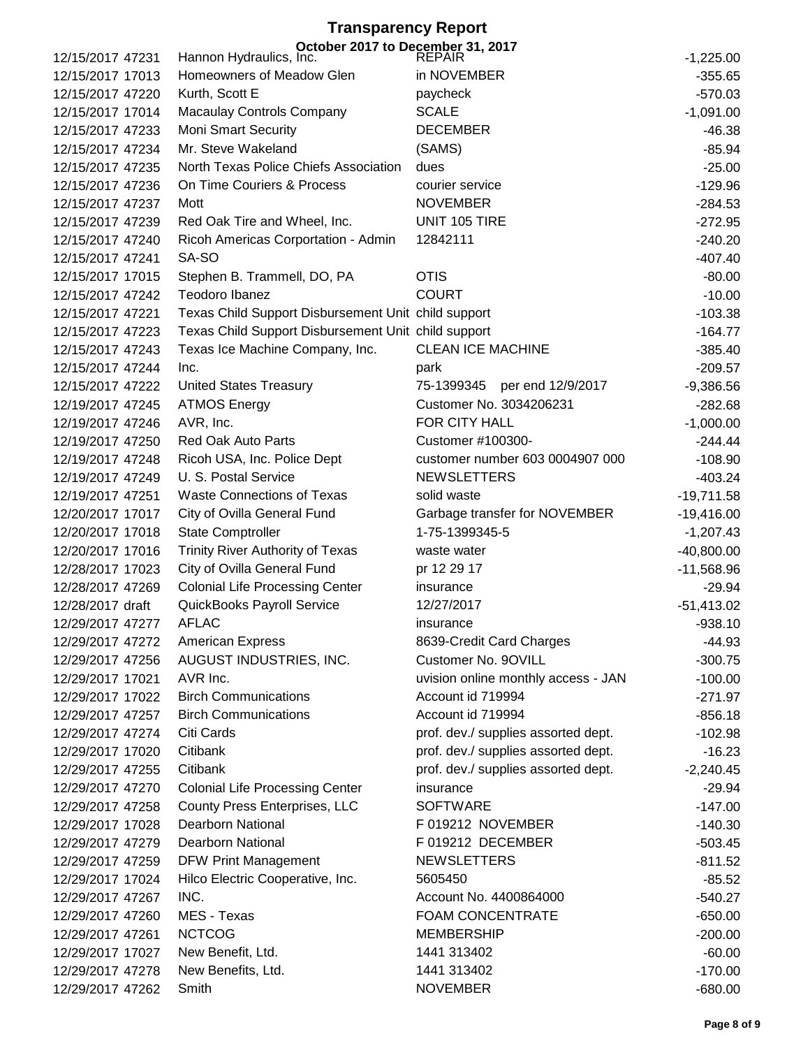# Transparency Report

**October 2017 to December 31, 2017**

| Date | Num | Name | Memo | Amount |
|---|---|---|---|---|
| 12/15/2017 | 47231 | Hannon Hydraulics, Inc. | REPAIR | -1,225.00 |
| 12/15/2017 | 17013 | Homeowners of Meadow Glen | in NOVEMBER | -355.65 |
| 12/15/2017 | 47220 | Kurth, Scott E | paycheck | -570.03 |
| 12/15/2017 | 17014 | Macaulay Controls Company | SCALE | -1,091.00 |
| 12/15/2017 | 47233 | Moni Smart Security | DECEMBER | -46.38 |
| 12/15/2017 | 47234 | Mr. Steve Wakeland | (SAMS) | -85.94 |
| 12/15/2017 | 47235 | North Texas Police Chiefs Association | dues | -25.00 |
| 12/15/2017 | 47236 | On Time Couriers & Process | courier service | -129.96 |
| 12/15/2017 | 47237 | Mott | NOVEMBER | -284.53 |
| 12/15/2017 | 47239 | Red Oak Tire and Wheel, Inc. | UNIT 105 TIRE | -272.95 |
| 12/15/2017 | 47240 | Ricoh Americas Corportation - Admin | 12842111 | -240.20 |
| 12/15/2017 | 47241 | SA-SO | | -407.40 |
| 12/15/2017 | 17015 | Stephen B. Trammell, DO, PA | OTIS | -80.00 |
| 12/15/2017 | 47242 | Teodoro Ibanez | COURT | -10.00 |
| 12/15/2017 | 47221 | Texas Child Support Disbursement Unit | child support | -103.38 |
| 12/15/2017 | 47223 | Texas Child Support Disbursement Unit | child support | -164.77 |
| 12/15/2017 | 47243 | Texas Ice Machine Company, Inc. | CLEAN ICE MACHINE | -385.40 |
| 12/15/2017 | 47244 | Inc. | park | -209.57 |
| 12/15/2017 | 47222 | United States Treasury | 75-1399345 per end 12/9/2017 | -9,386.56 |
| 12/19/2017 | 47245 | ATMOS Energy | Customer No. 3034206231 | -282.68 |
| 12/19/2017 | 47246 | AVR, Inc. | FOR CITY HALL | -1,000.00 |
| 12/19/2017 | 47250 | Red Oak Auto Parts | Customer #100300- | -244.44 |
| 12/19/2017 | 47248 | Ricoh USA, Inc. Police Dept | customer number 603 0004907 000 | -108.90 |
| 12/19/2017 | 47249 | U. S. Postal Service | NEWSLETTERS | -403.24 |
| 12/19/2017 | 47251 | Waste Connections of Texas | solid waste | -19,711.58 |
| 12/20/2017 | 17017 | City of Ovilla General Fund | Garbage transfer for NOVEMBER | -19,416.00 |
| 12/20/2017 | 17018 | State Comptroller | 1-75-1399345-5 | -1,207.43 |
| 12/20/2017 | 17016 | Trinity River Authority of Texas | waste water | -40,800.00 |
| 12/28/2017 | 17023 | City of Ovilla General Fund | pr 12 29 17 | -11,568.96 |
| 12/28/2017 | 47269 | Colonial Life Processing Center | insurance | -29.94 |
| 12/28/2017 | draft | QuickBooks Payroll Service | 12/27/2017 | -51,413.02 |
| 12/29/2017 | 47277 | AFLAC | insurance | -938.10 |
| 12/29/2017 | 47272 | American Express | 8639-Credit Card Charges | -44.93 |
| 12/29/2017 | 47256 | AUGUST INDUSTRIES, INC. | Customer No. 9OVILL | -300.75 |
| 12/29/2017 | 17021 | AVR Inc. | uvision online monthly access - JAN | -100.00 |
| 12/29/2017 | 17022 | Birch Communications | Account id 719994 | -271.97 |
| 12/29/2017 | 47257 | Birch Communications | Account id 719994 | -856.18 |
| 12/29/2017 | 47274 | Citi Cards | prof. dev./ supplies assorted dept. | -102.98 |
| 12/29/2017 | 17020 | Citibank | prof. dev./ supplies assorted dept. | -16.23 |
| 12/29/2017 | 47255 | Citibank | prof. dev./ supplies assorted dept. | -2,240.45 |
| 12/29/2017 | 47270 | Colonial Life Processing Center | insurance | -29.94 |
| 12/29/2017 | 47258 | County Press Enterprises, LLC | SOFTWARE | -147.00 |
| 12/29/2017 | 17028 | Dearborn National | F 019212 NOVEMBER | -140.30 |
| 12/29/2017 | 47279 | Dearborn National | F 019212 DECEMBER | -503.45 |
| 12/29/2017 | 47259 | DFW Print Management | NEWSLETTERS | -811.52 |
| 12/29/2017 | 17024 | Hilco Electric Cooperative, Inc. | 5605450 | -85.52 |
| 12/29/2017 | 47267 | INC. | Account No. 4400864000 | -540.27 |
| 12/29/2017 | 47260 | MES - Texas | FOAM CONCENTRATE | -650.00 |
| 12/29/2017 | 47261 | NCTCOG | MEMBERSHIP | -200.00 |
| 12/29/2017 | 17027 | New Benefit, Ltd. | 1441 313402 | -60.00 |
| 12/29/2017 | 47278 | New Benefits, Ltd. | 1441 313402 | -170.00 |
| 12/29/2017 | 47262 | Smith | NOVEMBER | -680.00 |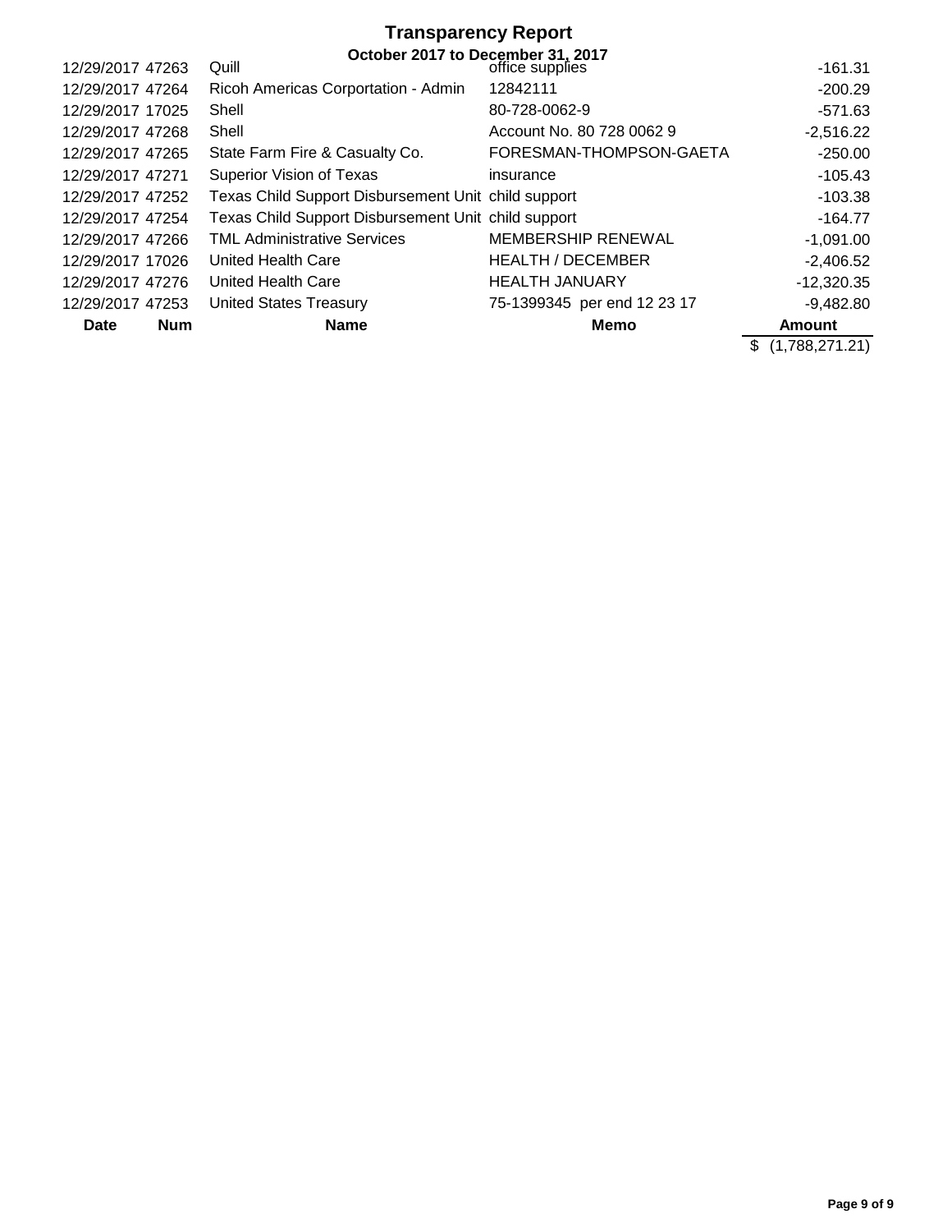# Transparency Report

**October 2017 to December 31, 2017**

| Date | Num | Name | Memo | Amount |
|---|---|---|---|---|
| 12/29/2017 | 47263 | Quill | office supplies | -161.31 |
| 12/29/2017 | 47264 | Ricoh Americas Corportation - Admin | 12842111 | -200.29 |
| 12/29/2017 | 17025 | Shell | 80-728-0062-9 | -571.63 |
| 12/29/2017 | 47268 | Shell | Account No. 80 728 0062 9 | -2,516.22 |
| 12/29/2017 | 47265 | State Farm Fire & Casualty Co. | FORESMAN-THOMPSON-GAETA | -250.00 |
| 12/29/2017 | 47271 | Superior Vision of Texas | insurance | -105.43 |
| 12/29/2017 | 47252 | Texas Child Support Disbursement Unit | child support | -103.38 |
| 12/29/2017 | 47254 | Texas Child Support Disbursement Unit | child support | -164.77 |
| 12/29/2017 | 47266 | TML Administrative Services | MEMBERSHIP RENEWAL | -1,091.00 |
| 12/29/2017 | 17026 | United Health Care | HEALTH / DECEMBER | -2,406.52 |
| 12/29/2017 | 47276 | United Health Care | HEALTH JANUARY | -12,320.35 |
| 12/29/2017 | 47253 | United States Treasury | 75-1399345 per end 12 23 17 | -9,482.80 |
| **Date** | **Num** | **Name** | **Memo** | **Amount** |
| | | | | $ (1,788,271.21) |